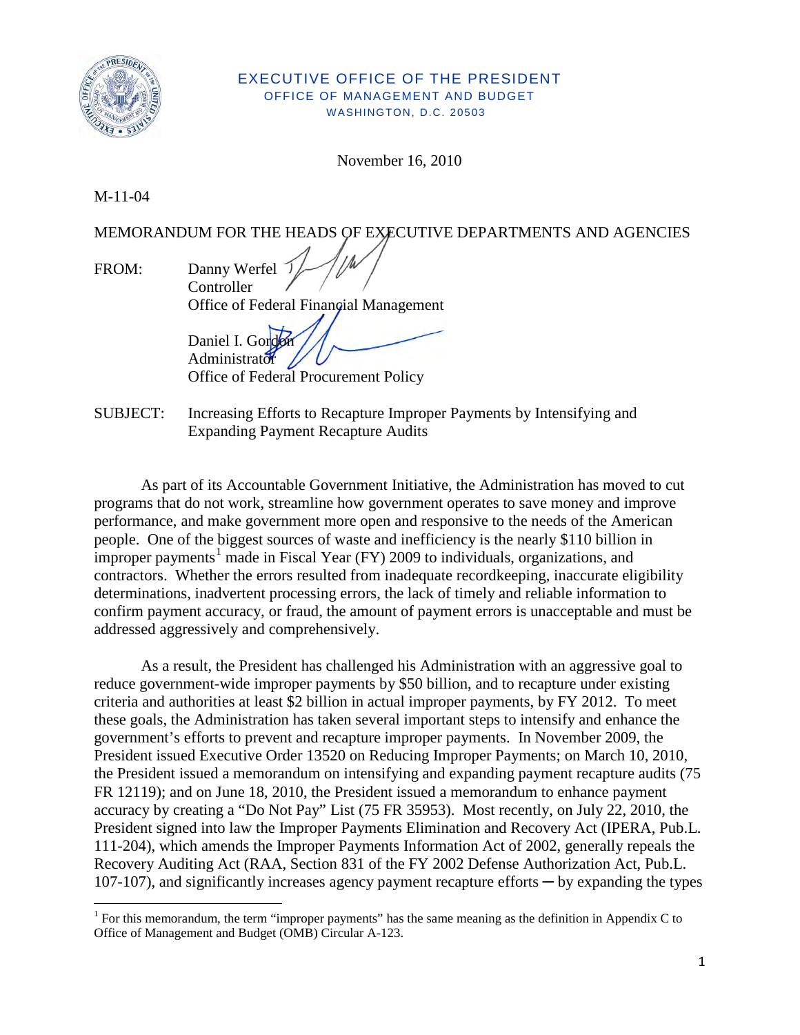EXECUTIVE OFFICE OF THE PRESIDENT
OFFICE OF MANAGEMENT AND BUDGET
WASHINGTON, D.C. 20503

November 16, 2010

M-11-04

MEMORANDUM FOR THE HEADS OF EXECUTIVE DEPARTMENTS AND AGENCIES

FROM: Danny Werfel
Controller
Office of Federal Financial Management

Daniel I. Gordon
Administrator
Office of Federal Procurement Policy

SUBJECT: Increasing Efforts to Recapture Improper Payments by Intensifying and Expanding Payment Recapture Audits

As part of its Accountable Government Initiative, the Administration has moved to cut programs that do not work, streamline how government operates to save money and improve performance, and make government more open and responsive to the needs of the American people. One of the biggest sources of waste and inefficiency is the nearly $110 billion in improper payments[1] made in Fiscal Year (FY) 2009 to individuals, organizations, and contractors. Whether the errors resulted from inadequate recordkeeping, inaccurate eligibility determinations, inadvertent processing errors, the lack of timely and reliable information to confirm payment accuracy, or fraud, the amount of payment errors is unacceptable and must be addressed aggressively and comprehensively.

As a result, the President has challenged his Administration with an aggressive goal to reduce government-wide improper payments by $50 billion, and to recapture under existing criteria and authorities at least $2 billion in actual improper payments, by FY 2012. To meet these goals, the Administration has taken several important steps to intensify and enhance the government's efforts to prevent and recapture improper payments. In November 2009, the President issued Executive Order 13520 on Reducing Improper Payments; on March 10, 2010, the President issued a memorandum on intensifying and expanding payment recapture audits (75 FR 12119); and on June 18, 2010, the President issued a memorandum to enhance payment accuracy by creating a "Do Not Pay" List (75 FR 35953). Most recently, on July 22, 2010, the President signed into law the Improper Payments Elimination and Recovery Act (IPERA, Pub.L. 111-204), which amends the Improper Payments Information Act of 2002, generally repeals the Recovery Auditing Act (RAA, Section 831 of the FY 2002 Defense Authorization Act, Pub.L. 107-107), and significantly increases agency payment recapture efforts ─ by expanding the types

[1] For this memorandum, the term "improper payments" has the same meaning as the definition in Appendix C to Office of Management and Budget (OMB) Circular A-123.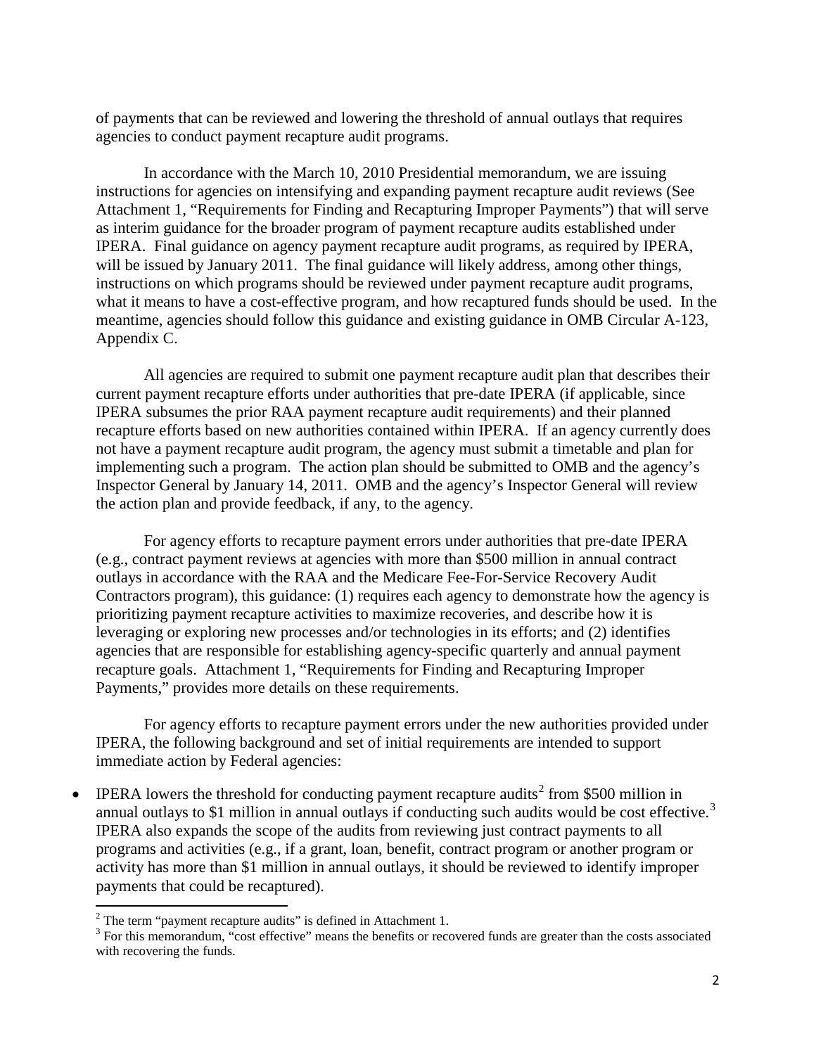of payments that can be reviewed and lowering the threshold of annual outlays that requires agencies to conduct payment recapture audit programs.

In accordance with the March 10, 2010 Presidential memorandum, we are issuing instructions for agencies on intensifying and expanding payment recapture audit reviews (See Attachment 1, "Requirements for Finding and Recapturing Improper Payments") that will serve as interim guidance for the broader program of payment recapture audits established under IPERA. Final guidance on agency payment recapture audit programs, as required by IPERA, will be issued by January 2011. The final guidance will likely address, among other things, instructions on which programs should be reviewed under payment recapture audit programs, what it means to have a cost-effective program, and how recaptured funds should be used. In the meantime, agencies should follow this guidance and existing guidance in OMB Circular A-123, Appendix C.

All agencies are required to submit one payment recapture audit plan that describes their current payment recapture efforts under authorities that pre-date IPERA (if applicable, since IPERA subsumes the prior RAA payment recapture audit requirements) and their planned recapture efforts based on new authorities contained within IPERA. If an agency currently does not have a payment recapture audit program, the agency must submit a timetable and plan for implementing such a program. The action plan should be submitted to OMB and the agency's Inspector General by January 14, 2011. OMB and the agency's Inspector General will review the action plan and provide feedback, if any, to the agency.

For agency efforts to recapture payment errors under authorities that pre-date IPERA (e.g., contract payment reviews at agencies with more than \$500 million in annual contract outlays in accordance with the RAA and the Medicare Fee-For-Service Recovery Audit Contractors program), this guidance: (1) requires each agency to demonstrate how the agency is prioritizing payment recapture activities to maximize recoveries, and describe how it is leveraging or exploring new processes and/or technologies in its efforts; and (2) identifies agencies that are responsible for establishing agency-specific quarterly and annual payment recapture goals. Attachment 1, "Requirements for Finding and Recapturing Improper Payments," provides more details on these requirements.

For agency efforts to recapture payment errors under the new authorities provided under IPERA, the following background and set of initial requirements are intended to support immediate action by Federal agencies:

- IPERA lowers the threshold for conducting payment recapture audits[2] from \$500 million in annual outlays to \$1 million in annual outlays if conducting such audits would be cost effective.[3] IPERA also expands the scope of the audits from reviewing just contract payments to all programs and activities (e.g., if a grant, loan, benefit, contract program or another program or activity has more than \$1 million in annual outlays, it should be reviewed to identify improper payments that could be recaptured).

[2] The term "payment recapture audits" is defined in Attachment 1.

[3] For this memorandum, "cost effective" means the benefits or recovered funds are greater than the costs associated with recovering the funds.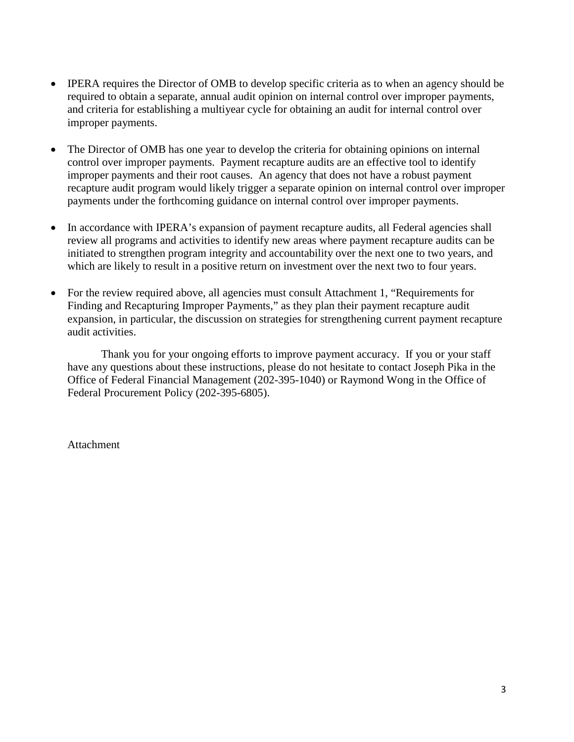- IPERA requires the Director of OMB to develop specific criteria as to when an agency should be required to obtain a separate, annual audit opinion on internal control over improper payments, and criteria for establishing a multiyear cycle for obtaining an audit for internal control over improper payments.

- The Director of OMB has one year to develop the criteria for obtaining opinions on internal control over improper payments. Payment recapture audits are an effective tool to identify improper payments and their root causes. An agency that does not have a robust payment recapture audit program would likely trigger a separate opinion on internal control over improper payments under the forthcoming guidance on internal control over improper payments.

- In accordance with IPERA's expansion of payment recapture audits, all Federal agencies shall review all programs and activities to identify new areas where payment recapture audits can be initiated to strengthen program integrity and accountability over the next one to two years, and which are likely to result in a positive return on investment over the next two to four years.

- For the review required above, all agencies must consult Attachment 1, "Requirements for Finding and Recapturing Improper Payments," as they plan their payment recapture audit expansion, in particular, the discussion on strategies for strengthening current payment recapture audit activities.

Thank you for your ongoing efforts to improve payment accuracy. If you or your staff have any questions about these instructions, please do not hesitate to contact Joseph Pika in the Office of Federal Financial Management (202-395-1040) or Raymond Wong in the Office of Federal Procurement Policy (202-395-6805).

Attachment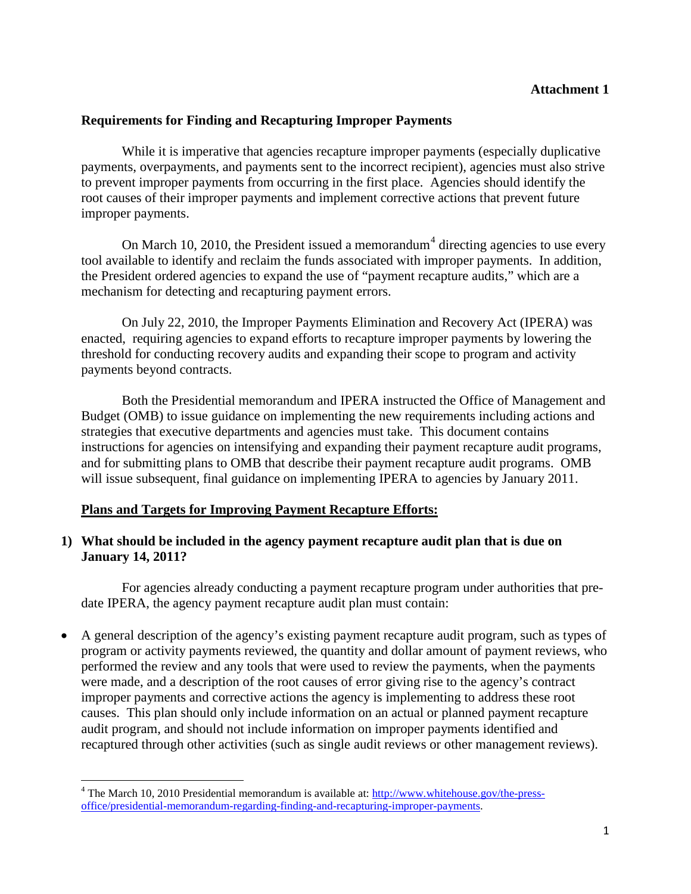**Attachment 1**

**Requirements for Finding and Recapturing Improper Payments**

While it is imperative that agencies recapture improper payments (especially duplicative payments, overpayments, and payments sent to the incorrect recipient), agencies must also strive to prevent improper payments from occurring in the first place. Agencies should identify the root causes of their improper payments and implement corrective actions that prevent future improper payments.

On March 10, 2010, the President issued a memorandum[4] directing agencies to use every tool available to identify and reclaim the funds associated with improper payments. In addition, the President ordered agencies to expand the use of "payment recapture audits," which are a mechanism for detecting and recapturing payment errors.

On July 22, 2010, the Improper Payments Elimination and Recovery Act (IPERA) was enacted, requiring agencies to expand efforts to recapture improper payments by lowering the threshold for conducting recovery audits and expanding their scope to program and activity payments beyond contracts.

Both the Presidential memorandum and IPERA instructed the Office of Management and Budget (OMB) to issue guidance on implementing the new requirements including actions and strategies that executive departments and agencies must take. This document contains instructions for agencies on intensifying and expanding their payment recapture audit programs, and for submitting plans to OMB that describe their payment recapture audit programs. OMB will issue subsequent, final guidance on implementing IPERA to agencies by January 2011.

**Plans and Targets for Improving Payment Recapture Efforts:**

**1) What should be included in the agency payment recapture audit plan that is due on January 14, 2011?**

For agencies already conducting a payment recapture program under authorities that pre-date IPERA, the agency payment recapture audit plan must contain:

- A general description of the agency's existing payment recapture audit program, such as types of program or activity payments reviewed, the quantity and dollar amount of payment reviews, who performed the review and any tools that were used to review the payments, when the payments were made, and a description of the root causes of error giving rise to the agency's contract improper payments and corrective actions the agency is implementing to address these root causes. This plan should only include information on an actual or planned payment recapture audit program, and should not include information on improper payments identified and recaptured through other activities (such as single audit reviews or other management reviews).

[4] The March 10, 2010 Presidential memorandum is available at: http://www.whitehouse.gov/the-press-office/presidential-memorandum-regarding-finding-and-recapturing-improper-payments.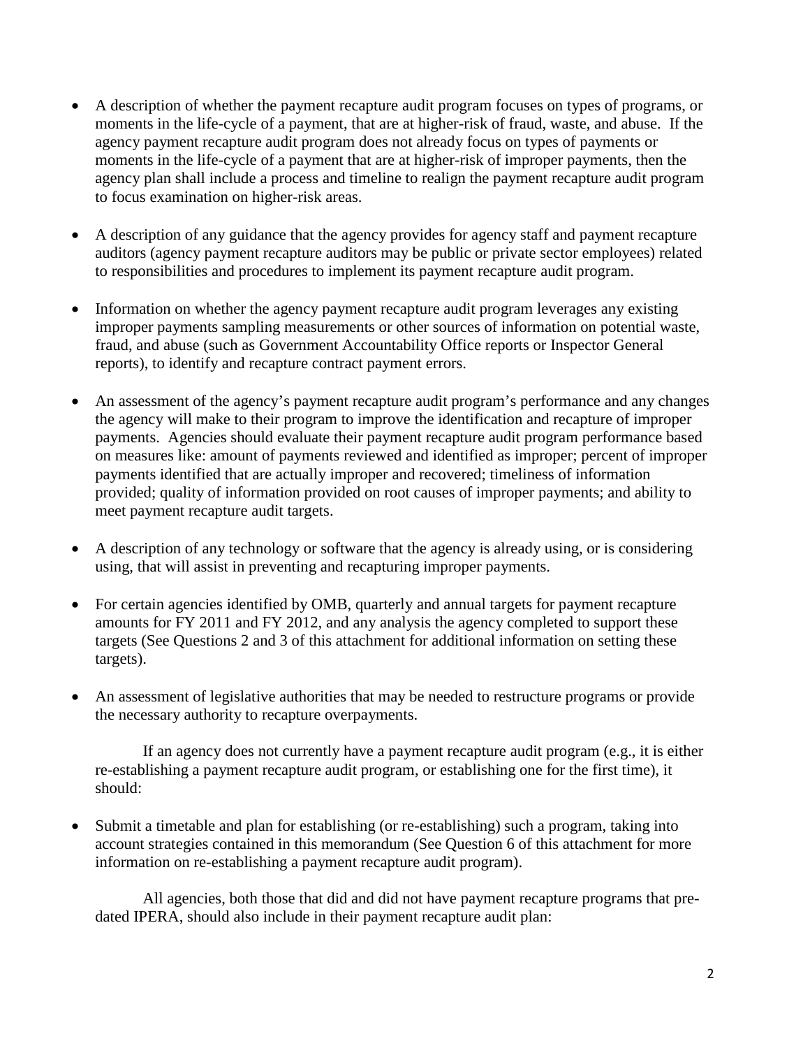- A description of whether the payment recapture audit program focuses on types of programs, or moments in the life-cycle of a payment, that are at higher-risk of fraud, waste, and abuse. If the agency payment recapture audit program does not already focus on types of payments or moments in the life-cycle of a payment that are at higher-risk of improper payments, then the agency plan shall include a process and timeline to realign the payment recapture audit program to focus examination on higher-risk areas.

- A description of any guidance that the agency provides for agency staff and payment recapture auditors (agency payment recapture auditors may be public or private sector employees) related to responsibilities and procedures to implement its payment recapture audit program.

- Information on whether the agency payment recapture audit program leverages any existing improper payments sampling measurements or other sources of information on potential waste, fraud, and abuse (such as Government Accountability Office reports or Inspector General reports), to identify and recapture contract payment errors.

- An assessment of the agency's payment recapture audit program's performance and any changes the agency will make to their program to improve the identification and recapture of improper payments. Agencies should evaluate their payment recapture audit program performance based on measures like: amount of payments reviewed and identified as improper; percent of improper payments identified that are actually improper and recovered; timeliness of information provided; quality of information provided on root causes of improper payments; and ability to meet payment recapture audit targets.

- A description of any technology or software that the agency is already using, or is considering using, that will assist in preventing and recapturing improper payments.

- For certain agencies identified by OMB, quarterly and annual targets for payment recapture amounts for FY 2011 and FY 2012, and any analysis the agency completed to support these targets (See Questions 2 and 3 of this attachment for additional information on setting these targets).

- An assessment of legislative authorities that may be needed to restructure programs or provide the necessary authority to recapture overpayments.

If an agency does not currently have a payment recapture audit program (e.g., it is either re-establishing a payment recapture audit program, or establishing one for the first time), it should:

- Submit a timetable and plan for establishing (or re-establishing) such a program, taking into account strategies contained in this memorandum (See Question 6 of this attachment for more information on re-establishing a payment recapture audit program).

All agencies, both those that did and did not have payment recapture programs that pre-dated IPERA, should also include in their payment recapture audit plan: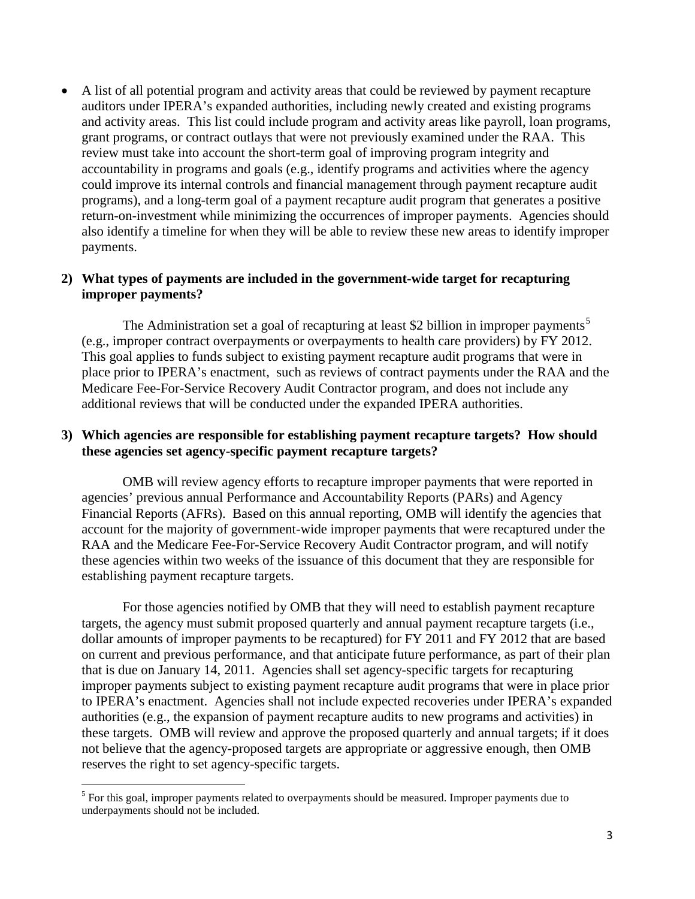- A list of all potential program and activity areas that could be reviewed by payment recapture auditors under IPERA's expanded authorities, including newly created and existing programs and activity areas. This list could include program and activity areas like payroll, loan programs, grant programs, or contract outlays that were not previously examined under the RAA. This review must take into account the short-term goal of improving program integrity and accountability in programs and goals (e.g., identify programs and activities where the agency could improve its internal controls and financial management through payment recapture audit programs), and a long-term goal of a payment recapture audit program that generates a positive return-on-investment while minimizing the occurrences of improper payments. Agencies should also identify a timeline for when they will be able to review these new areas to identify improper payments.

**2) What types of payments are included in the government-wide target for recapturing improper payments?**

The Administration set a goal of recapturing at least $2 billion in improper payments[5] (e.g., improper contract overpayments or overpayments to health care providers) by FY 2012. This goal applies to funds subject to existing payment recapture audit programs that were in place prior to IPERA's enactment, such as reviews of contract payments under the RAA and the Medicare Fee-For-Service Recovery Audit Contractor program, and does not include any additional reviews that will be conducted under the expanded IPERA authorities.

**3) Which agencies are responsible for establishing payment recapture targets? How should these agencies set agency-specific payment recapture targets?**

OMB will review agency efforts to recapture improper payments that were reported in agencies' previous annual Performance and Accountability Reports (PARs) and Agency Financial Reports (AFRs). Based on this annual reporting, OMB will identify the agencies that account for the majority of government-wide improper payments that were recaptured under the RAA and the Medicare Fee-For-Service Recovery Audit Contractor program, and will notify these agencies within two weeks of the issuance of this document that they are responsible for establishing payment recapture targets.

For those agencies notified by OMB that they will need to establish payment recapture targets, the agency must submit proposed quarterly and annual payment recapture targets (i.e., dollar amounts of improper payments to be recaptured) for FY 2011 and FY 2012 that are based on current and previous performance, and that anticipate future performance, as part of their plan that is due on January 14, 2011. Agencies shall set agency-specific targets for recapturing improper payments subject to existing payment recapture audit programs that were in place prior to IPERA's enactment. Agencies shall not include expected recoveries under IPERA's expanded authorities (e.g., the expansion of payment recapture audits to new programs and activities) in these targets. OMB will review and approve the proposed quarterly and annual targets; if it does not believe that the agency-proposed targets are appropriate or aggressive enough, then OMB reserves the right to set agency-specific targets.

[5] For this goal, improper payments related to overpayments should be measured. Improper payments due to underpayments should not be included.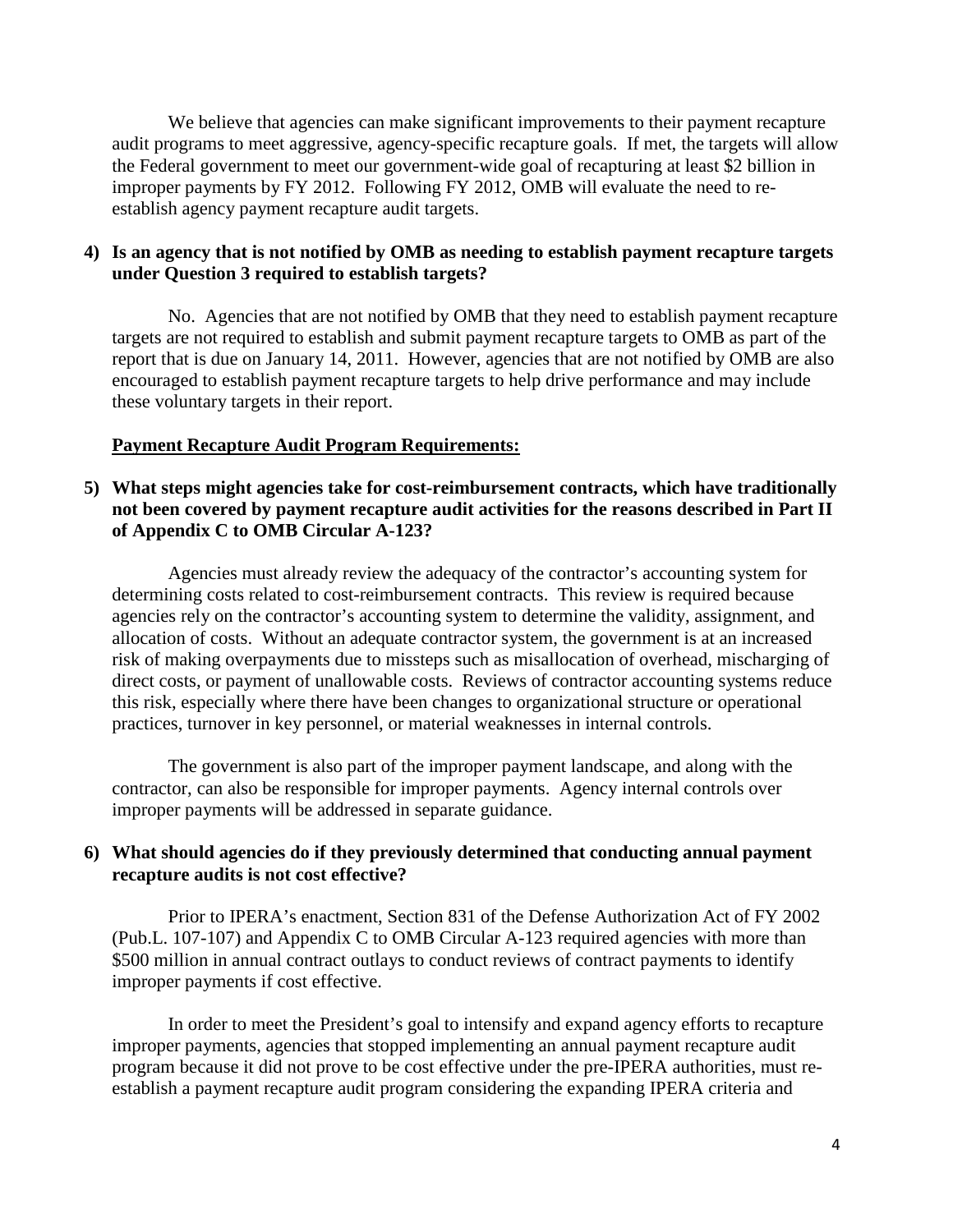We believe that agencies can make significant improvements to their payment recapture audit programs to meet aggressive, agency-specific recapture goals. If met, the targets will allow the Federal government to meet our government-wide goal of recapturing at least $2 billion in improper payments by FY 2012. Following FY 2012, OMB will evaluate the need to re-establish agency payment recapture audit targets.

**4) Is an agency that is not notified by OMB as needing to establish payment recapture targets under Question 3 required to establish targets?**

No. Agencies that are not notified by OMB that they need to establish payment recapture targets are not required to establish and submit payment recapture targets to OMB as part of the report that is due on January 14, 2011. However, agencies that are not notified by OMB are also encouraged to establish payment recapture targets to help drive performance and may include these voluntary targets in their report.

**Payment Recapture Audit Program Requirements:**

**5) What steps might agencies take for cost-reimbursement contracts, which have traditionally not been covered by payment recapture audit activities for the reasons described in Part II of Appendix C to OMB Circular A-123?**

Agencies must already review the adequacy of the contractor's accounting system for determining costs related to cost-reimbursement contracts. This review is required because agencies rely on the contractor's accounting system to determine the validity, assignment, and allocation of costs. Without an adequate contractor system, the government is at an increased risk of making overpayments due to missteps such as misallocation of overhead, mischarging of direct costs, or payment of unallowable costs. Reviews of contractor accounting systems reduce this risk, especially where there have been changes to organizational structure or operational practices, turnover in key personnel, or material weaknesses in internal controls.

The government is also part of the improper payment landscape, and along with the contractor, can also be responsible for improper payments. Agency internal controls over improper payments will be addressed in separate guidance.

**6) What should agencies do if they previously determined that conducting annual payment recapture audits is not cost effective?**

Prior to IPERA's enactment, Section 831 of the Defense Authorization Act of FY 2002 (Pub.L. 107-107) and Appendix C to OMB Circular A-123 required agencies with more than $500 million in annual contract outlays to conduct reviews of contract payments to identify improper payments if cost effective.

In order to meet the President's goal to intensify and expand agency efforts to recapture improper payments, agencies that stopped implementing an annual payment recapture audit program because it did not prove to be cost effective under the pre-IPERA authorities, must re-establish a payment recapture audit program considering the expanding IPERA criteria and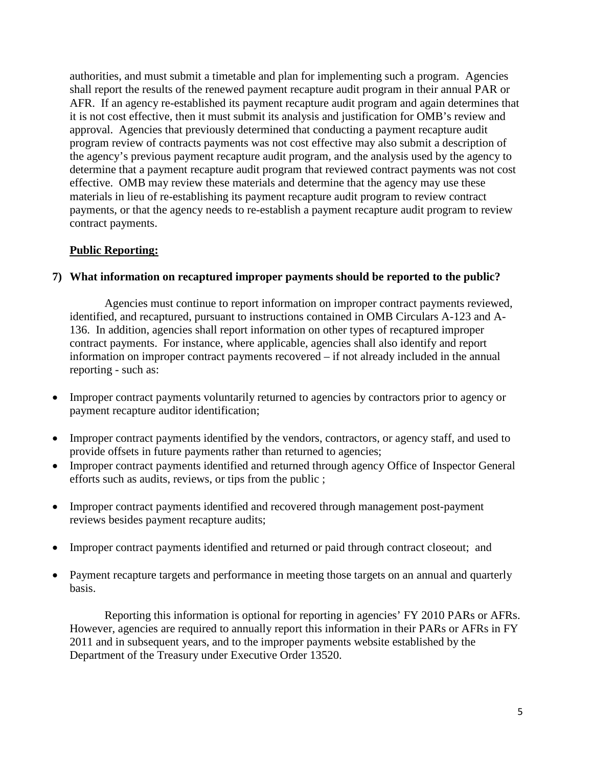authorities, and must submit a timetable and plan for implementing such a program. Agencies shall report the results of the renewed payment recapture audit program in their annual PAR or AFR. If an agency re-established its payment recapture audit program and again determines that it is not cost effective, then it must submit its analysis and justification for OMB's review and approval. Agencies that previously determined that conducting a payment recapture audit program review of contracts payments was not cost effective may also submit a description of the agency's previous payment recapture audit program, and the analysis used by the agency to determine that a payment recapture audit program that reviewed contract payments was not cost effective. OMB may review these materials and determine that the agency may use these materials in lieu of re-establishing its payment recapture audit program to review contract payments, or that the agency needs to re-establish a payment recapture audit program to review contract payments.

**Public Reporting:**

**7) What information on recaptured improper payments should be reported to the public?**

Agencies must continue to report information on improper contract payments reviewed, identified, and recaptured, pursuant to instructions contained in OMB Circulars A-123 and A-136. In addition, agencies shall report information on other types of recaptured improper contract payments. For instance, where applicable, agencies shall also identify and report information on improper contract payments recovered – if not already included in the annual reporting - such as:

- Improper contract payments voluntarily returned to agencies by contractors prior to agency or payment recapture auditor identification;
- Improper contract payments identified by the vendors, contractors, or agency staff, and used to provide offsets in future payments rather than returned to agencies;
- Improper contract payments identified and returned through agency Office of Inspector General efforts such as audits, reviews, or tips from the public ;
- Improper contract payments identified and recovered through management post-payment reviews besides payment recapture audits;
- Improper contract payments identified and returned or paid through contract closeout; and
- Payment recapture targets and performance in meeting those targets on an annual and quarterly basis.

Reporting this information is optional for reporting in agencies' FY 2010 PARs or AFRs. However, agencies are required to annually report this information in their PARs or AFRs in FY 2011 and in subsequent years, and to the improper payments website established by the Department of the Treasury under Executive Order 13520.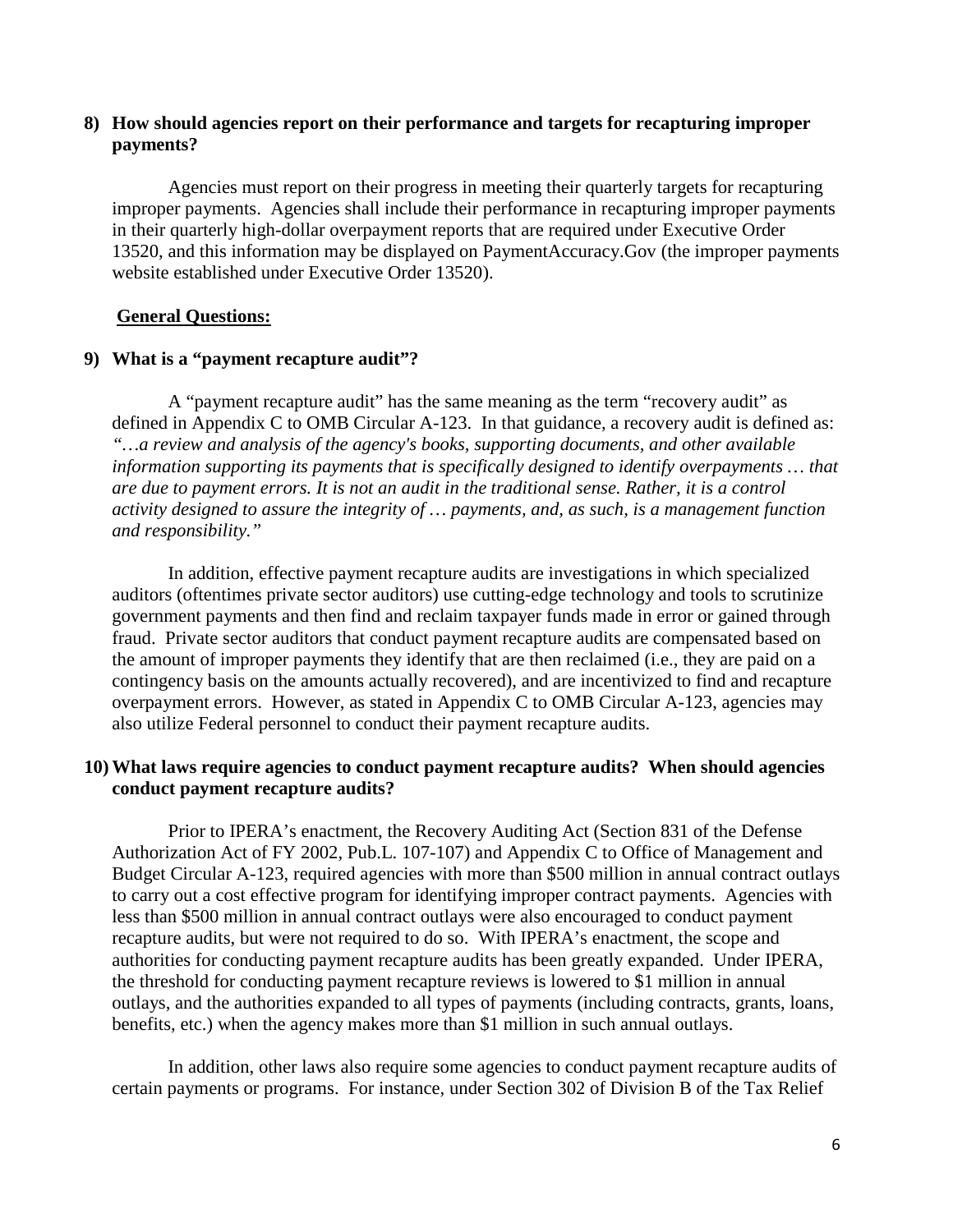## 8) How should agencies report on their performance and targets for recapturing improper payments?

Agencies must report on their progress in meeting their quarterly targets for recapturing improper payments. Agencies shall include their performance in recapturing improper payments in their quarterly high-dollar overpayment reports that are required under Executive Order 13520, and this information may be displayed on PaymentAccuracy.Gov (the improper payments website established under Executive Order 13520).

### General Questions:

## 9) What is a "payment recapture audit"?

A "payment recapture audit" has the same meaning as the term "recovery audit" as defined in Appendix C to OMB Circular A-123. In that guidance, a recovery audit is defined as: *"…a review and analysis of the agency's books, supporting documents, and other available information supporting its payments that is specifically designed to identify overpayments … that are due to payment errors. It is not an audit in the traditional sense. Rather, it is a control activity designed to assure the integrity of … payments, and, as such, is a management function and responsibility."*

In addition, effective payment recapture audits are investigations in which specialized auditors (oftentimes private sector auditors) use cutting-edge technology and tools to scrutinize government payments and then find and reclaim taxpayer funds made in error or gained through fraud. Private sector auditors that conduct payment recapture audits are compensated based on the amount of improper payments they identify that are then reclaimed (i.e., they are paid on a contingency basis on the amounts actually recovered), and are incentivized to find and recapture overpayment errors. However, as stated in Appendix C to OMB Circular A-123, agencies may also utilize Federal personnel to conduct their payment recapture audits.

## 10) What laws require agencies to conduct payment recapture audits? When should agencies conduct payment recapture audits?

Prior to IPERA's enactment, the Recovery Auditing Act (Section 831 of the Defense Authorization Act of FY 2002, Pub.L. 107-107) and Appendix C to Office of Management and Budget Circular A-123, required agencies with more than $500 million in annual contract outlays to carry out a cost effective program for identifying improper contract payments. Agencies with less than $500 million in annual contract outlays were also encouraged to conduct payment recapture audits, but were not required to do so. With IPERA's enactment, the scope and authorities for conducting payment recapture audits has been greatly expanded. Under IPERA, the threshold for conducting payment recapture reviews is lowered to $1 million in annual outlays, and the authorities expanded to all types of payments (including contracts, grants, loans, benefits, etc.) when the agency makes more than $1 million in such annual outlays.

In addition, other laws also require some agencies to conduct payment recapture audits of certain payments or programs. For instance, under Section 302 of Division B of the Tax Relief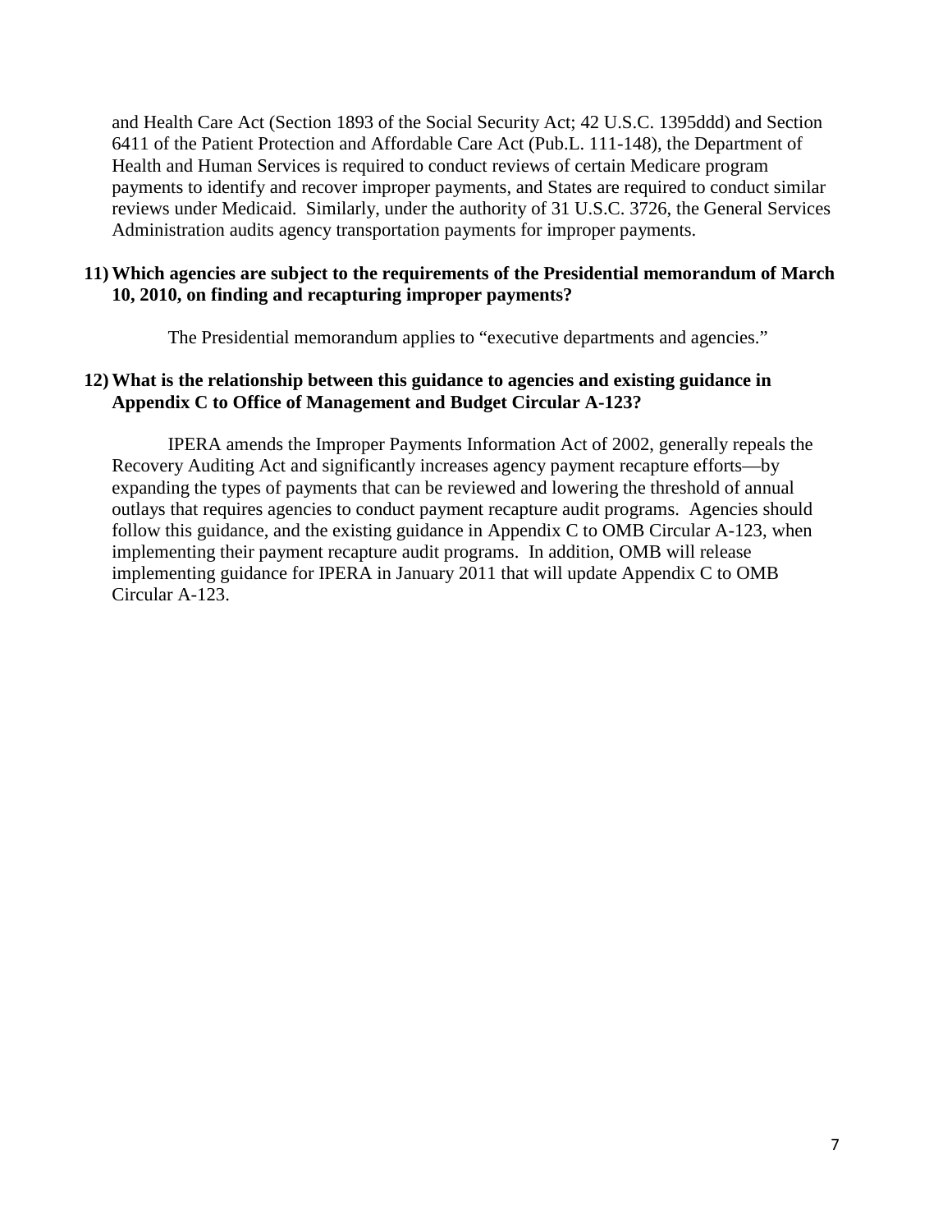and Health Care Act (Section 1893 of the Social Security Act; 42 U.S.C. 1395ddd) and Section 6411 of the Patient Protection and Affordable Care Act (Pub.L. 111-148), the Department of Health and Human Services is required to conduct reviews of certain Medicare program payments to identify and recover improper payments, and States are required to conduct similar reviews under Medicaid. Similarly, under the authority of 31 U.S.C. 3726, the General Services Administration audits agency transportation payments for improper payments.

**11) Which agencies are subject to the requirements of the Presidential memorandum of March 10, 2010, on finding and recapturing improper payments?**

The Presidential memorandum applies to "executive departments and agencies."

**12) What is the relationship between this guidance to agencies and existing guidance in Appendix C to Office of Management and Budget Circular A-123?**

IPERA amends the Improper Payments Information Act of 2002, generally repeals the Recovery Auditing Act and significantly increases agency payment recapture efforts—by expanding the types of payments that can be reviewed and lowering the threshold of annual outlays that requires agencies to conduct payment recapture audit programs. Agencies should follow this guidance, and the existing guidance in Appendix C to OMB Circular A-123, when implementing their payment recapture audit programs. In addition, OMB will release implementing guidance for IPERA in January 2011 that will update Appendix C to OMB Circular A-123.